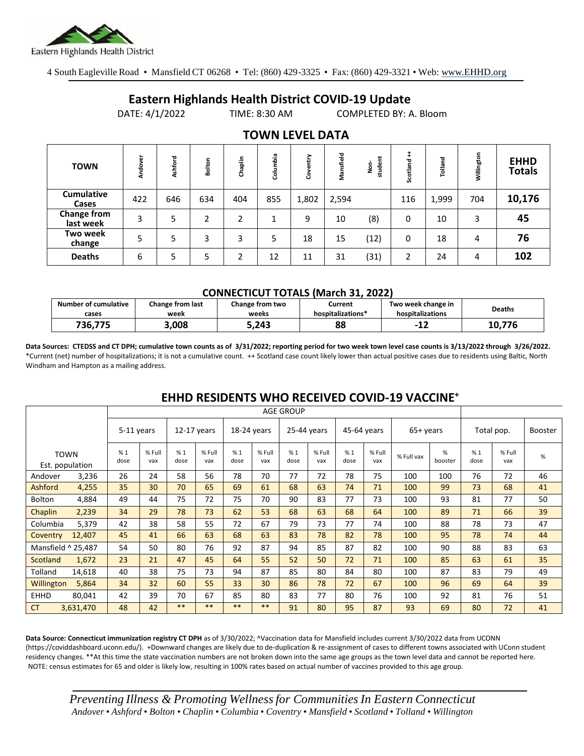Eastern Highlands Health District

4 South Eagleville Road • Mansfield CT 06268 • Tel: (860) 429-3325 • Fax: (860) 429-3321 • Web: www.EHHD.org

# Eastern Highlands Health District COVID-19 Update

DATE: 4/1/2022 TIME: 8:30 AM COMPLETED BY: A. Bloom

## TOWN LEVEL DATA

| TOWN | Andover | Ashford | Bolton | Chaplin | Columbia | Coventry | Mansfield | Non-student | Scotland ++ | Tolland | Willington | EHHD Totals |
|---|---|---|---|---|---|---|---|---|---|---|---|---|
| Cumulative Cases | 422 | 646 | 634 | 404 | 855 | 1,802 | 2,594 | | 116 | 1,999 | 704 | **10,176** |
| Change from last week | 3 | 5 | 2 | 2 | 1 | 9 | 10 | (8) | 0 | 10 | 3 | **45** |
| Two week change | 5 | 5 | 3 | 3 | 5 | 18 | 15 | (12) | 0 | 18 | 4 | **76** |
| Deaths | 6 | 5 | 5 | 2 | 12 | 11 | 31 | (31) | 2 | 24 | 4 | **102** |

### CONNECTICUT TOTALS (March 31, 2022)

| Number of cumulative cases | Change from last week | Change from two weeks | Current hospitalizations* | Two week change in hospitalizations | Deaths |
|---|---|---|---|---|---|
| **736,775** | **3,008** | **5,243** | **88** | **-12** | **10,776** |

**Data Sources: CTEDSS and CT DPH; cumulative town counts as of 3/31/2022; reporting period for two week town level case counts is 3/13/2022 through 3/26/2022.** *Current (net) number of hospitalizations; it is not a cumulative count. ++ Scotland case count likely lower than actual positive cases due to residents using Baltic, North Windham and Hampton as a mailing address.

## EHHD RESIDENTS WHO RECEIVED COVID-19 VACCINE+

| | | AGE GROUP | | | | | | | | | | | | | | |
|---|---|---|---|---|---|---|---|---|---|---|---|---|---|---|---|---|
| | | 5-11 years | | 12-17 years | | 18-24 years | | 25-44 years | | 45-64 years | | 65+ years | | Total pop. | | Booster |
| TOWN | Est. population | % 1 dose | % Full vax | % 1 dose | % Full vax | % 1 dose | % Full vax | % 1 dose | % Full vax | % 1 dose | % Full vax | % Full vax | % booster | % 1 dose | % Full vax | % |
| Andover | 3,236 | 26 | 24 | 58 | 56 | 78 | 70 | 77 | 72 | 78 | 75 | 100 | 100 | 76 | 72 | 46 |
| Ashford | 4,255 | 35 | 30 | 70 | 65 | 69 | 61 | 68 | 63 | 74 | 71 | 100 | 99 | 73 | 68 | 41 |
| Bolton | 4,884 | 49 | 44 | 75 | 72 | 75 | 70 | 90 | 83 | 77 | 73 | 100 | 93 | 81 | 77 | 50 |
| Chaplin | 2,239 | 34 | 29 | 78 | 73 | 62 | 53 | 68 | 63 | 68 | 64 | 100 | 89 | 71 | 66 | 39 |
| Columbia | 5,379 | 42 | 38 | 58 | 55 | 72 | 67 | 79 | 73 | 77 | 74 | 100 | 88 | 78 | 73 | 47 |
| Coventry | 12,407 | 45 | 41 | 66 | 63 | 68 | 63 | 83 | 78 | 82 | 78 | 100 | 95 | 78 | 74 | 44 |
| Mansfield ^ | 25,487 | 54 | 50 | 80 | 76 | 92 | 87 | 94 | 85 | 87 | 82 | 100 | 90 | 88 | 83 | 63 |
| Scotland | 1,672 | 23 | 21 | 47 | 45 | 64 | 55 | 52 | 50 | 72 | 71 | 100 | 85 | 63 | 61 | 35 |
| Tolland | 14,618 | 40 | 38 | 75 | 73 | 94 | 87 | 85 | 80 | 84 | 80 | 100 | 87 | 83 | 79 | 49 |
| Willington | 5,864 | 34 | 32 | 60 | 55 | 33 | 30 | 86 | 78 | 72 | 67 | 100 | 96 | 69 | 64 | 39 |
| EHHD | 80,041 | 42 | 39 | 70 | 67 | 85 | 80 | 83 | 77 | 80 | 76 | 100 | 92 | 81 | 76 | 51 |
| CT | 3,631,470 | 48 | 42 | ** | ** | ** | ** | 91 | 80 | 95 | 87 | 93 | 69 | 80 | 72 | 41 |

**Data Source: Connecticut immunization registry CT DPH** as of 3/30/2022; ^Vaccination data for Mansfield includes current 3/30/2022 data from UCONN (https://coviddashboard.uconn.edu/). +Downward changes are likely due to de-duplication & re-assignment of cases to different towns associated with UConn student residency changes. **At this time the state vaccination numbers are not broken down into the same age groups as the town level data and cannot be reported here. NOTE: census estimates for 65 and older is likely low, resulting in 100% rates based on actual number of vaccines provided to this age group.

*Preventing Illness & Promoting Wellness for Communities In Eastern Connecticut*
*Andover • Ashford • Bolton • Chaplin • Columbia • Coventry • Mansfield • Scotland • Tolland • Willington*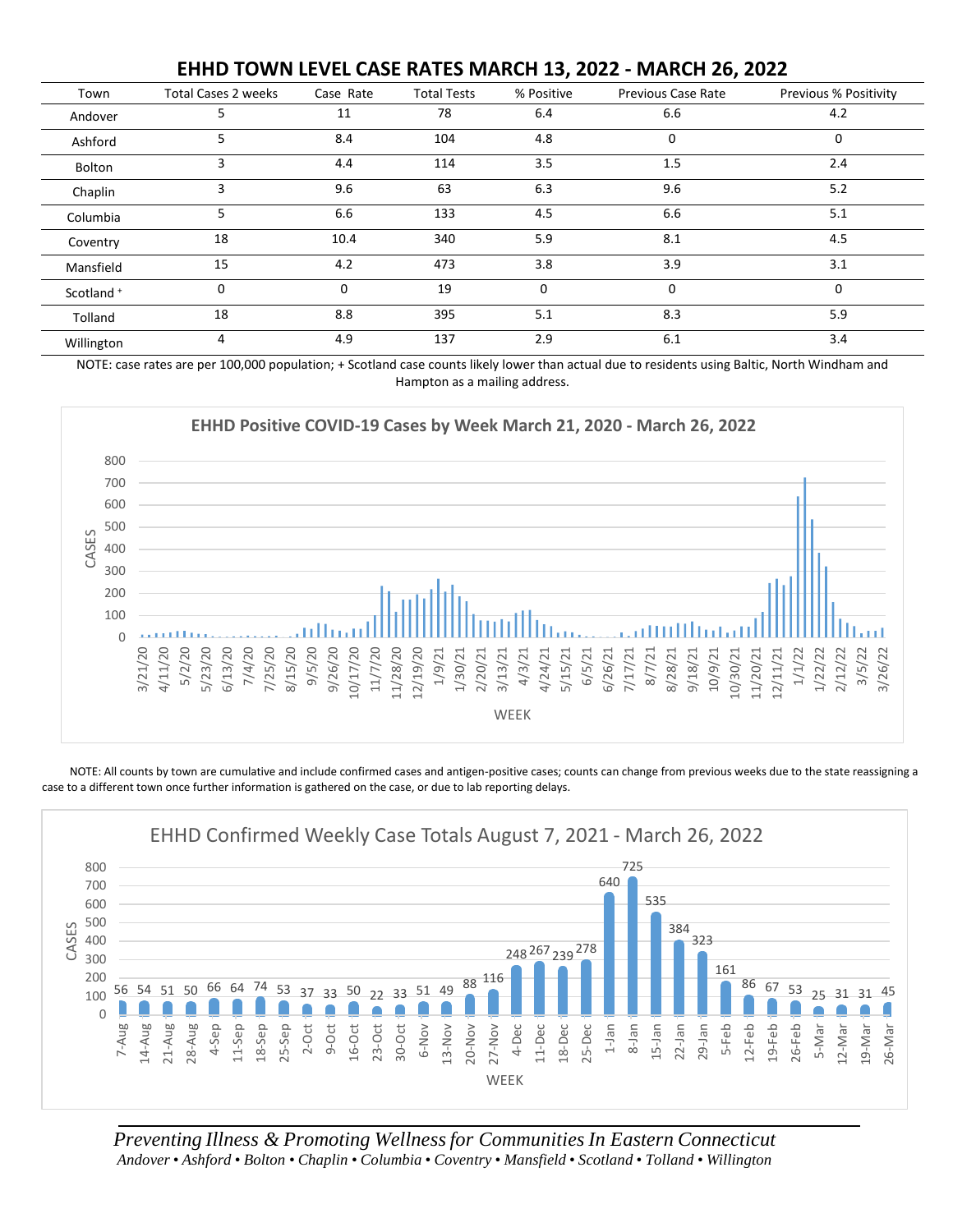## EHHD TOWN LEVEL CASE RATES MARCH 13, 2022 - MARCH 26, 2022

| Town | Total Cases 2 weeks | Case Rate | Total Tests | % Positive | Previous Case Rate | Previous % Positivity |
|---|---|---|---|---|---|---|
| Andover | 5 | 11 | 78 | 6.4 | 6.6 | 4.2 |
| Ashford | 5 | 8.4 | 104 | 4.8 | 0 | 0 |
| Bolton | 3 | 4.4 | 114 | 3.5 | 1.5 | 2.4 |
| Chaplin | 3 | 9.6 | 63 | 6.3 | 9.6 | 5.2 |
| Columbia | 5 | 6.6 | 133 | 4.5 | 6.6 | 5.1 |
| Coventry | 18 | 10.4 | 340 | 5.9 | 8.1 | 4.5 |
| Mansfield | 15 | 4.2 | 473 | 3.8 | 3.9 | 3.1 |
| Scotland + | 0 | 0 | 19 | 0 | 0 | 0 |
| Tolland | 18 | 8.8 | 395 | 5.1 | 8.3 | 5.9 |
| Willington | 4 | 4.9 | 137 | 2.9 | 6.1 | 3.4 |

NOTE: case rates are per 100,000 population; + Scotland case counts likely lower than actual due to residents using Baltic, North Windham and Hampton as a mailing address.

EHHD Positive COVID-19 Cases by Week March 21, 2020 - March 26, 2022

CASES

0, 100, 200, 300, 400, 500, 600, 700, 800

3/21/20, 4/11/20, 5/2/20, 5/23/20, 6/13/20, 7/4/20, 7/25/20, 8/15/20, 9/5/20, 9/26/20, 10/17/20, 11/7/20, 11/28/20, 12/19/20, 1/9/21, 1/30/21, 2/20/21, 3/13/21, 4/3/21, 4/24/21, 5/15/21, 6/5/21, 6/26/21, 7/17/21, 8/7/21, 8/28/21, 9/18/21, 10/9/21, 10/30/21, 11/20/21, 12/11/21, 1/1/22, 1/22/22, 2/12/22, 3/5/22, 3/26/22

WEEK

NOTE: All counts by town are cumulative and include confirmed cases and antigen-positive cases; counts can change from previous weeks due to the state reassigning a case to a different town once further information is gathered on the case, or due to lab reporting delays.

EHHD Confirmed Weekly Case Totals August 7, 2021 - March 26, 2022

CASES

0, 100, 200, 300, 400, 500, 600, 700, 800

56, 54, 51, 50, 66, 64, 74, 53, 37, 33, 50, 22, 33, 51, 49, 88, 116, 248, 267, 239, 278, 640, 725, 535, 384, 323, 161, 86, 67, 53, 25, 31, 31, 45

7-Aug, 14-Aug, 21-Aug, 28-Aug, 4-Sep, 11-Sep, 18-Sep, 25-Sep, 2-Oct, 9-Oct, 16-Oct, 23-Oct, 30-Oct, 6-Nov, 13-Nov, 20-Nov, 27-Nov, 4-Dec, 11-Dec, 18-Dec, 25-Dec, 1-Jan, 8-Jan, 15-Jan, 22-Jan, 29-Jan, 5-Feb, 12-Feb, 19-Feb, 26-Feb, 5-Mar, 12-Mar, 19-Mar, 26-Mar

WEEK

*Preventing Illness & Promoting Wellness for Communities In Eastern Connecticut*

*Andover • Ashford • Bolton • Chaplin • Columbia • Coventry • Mansfield • Scotland • Tolland • Willington*